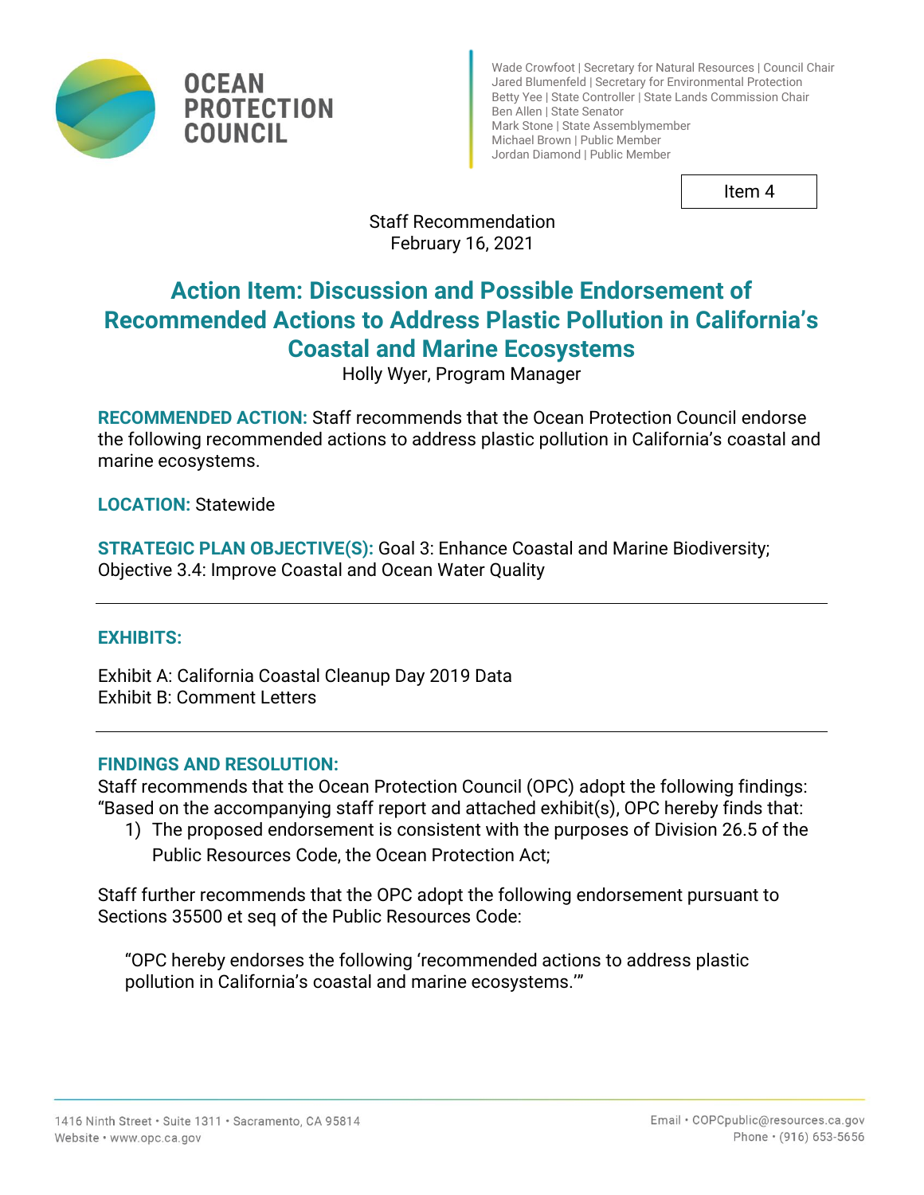OCEAN PROTECTION COUNCIL

Wade Crowfoot | Secretary for Natural Resources | Council Chair
Jared Blumenfeld | Secretary for Environmental Protection
Betty Yee | State Controller | State Lands Commission Chair
Ben Allen | State Senator
Mark Stone | State Assemblymember
Michael Brown | Public Member
Jordan Diamond | Public Member

Item 4

Staff Recommendation
February 16, 2021

# Action Item: Discussion and Possible Endorsement of Recommended Actions to Address Plastic Pollution in California's Coastal and Marine Ecosystems

Holly Wyer, Program Manager

**RECOMMENDED ACTION:** Staff recommends that the Ocean Protection Council endorse the following recommended actions to address plastic pollution in California's coastal and marine ecosystems.

**LOCATION:** Statewide

**STRATEGIC PLAN OBJECTIVE(S):** Goal 3: Enhance Coastal and Marine Biodiversity; Objective 3.4: Improve Coastal and Ocean Water Quality

---

**EXHIBITS:**

Exhibit A: California Coastal Cleanup Day 2019 Data
Exhibit B: Comment Letters

---

**FINDINGS AND RESOLUTION:**

Staff recommends that the Ocean Protection Council (OPC) adopt the following findings:
"Based on the accompanying staff report and attached exhibit(s), OPC hereby finds that:

1) The proposed endorsement is consistent with the purposes of Division 26.5 of the Public Resources Code, the Ocean Protection Act;

Staff further recommends that the OPC adopt the following endorsement pursuant to Sections 35500 et seq of the Public Resources Code:

"OPC hereby endorses the following 'recommended actions to address plastic pollution in California's coastal and marine ecosystems.'"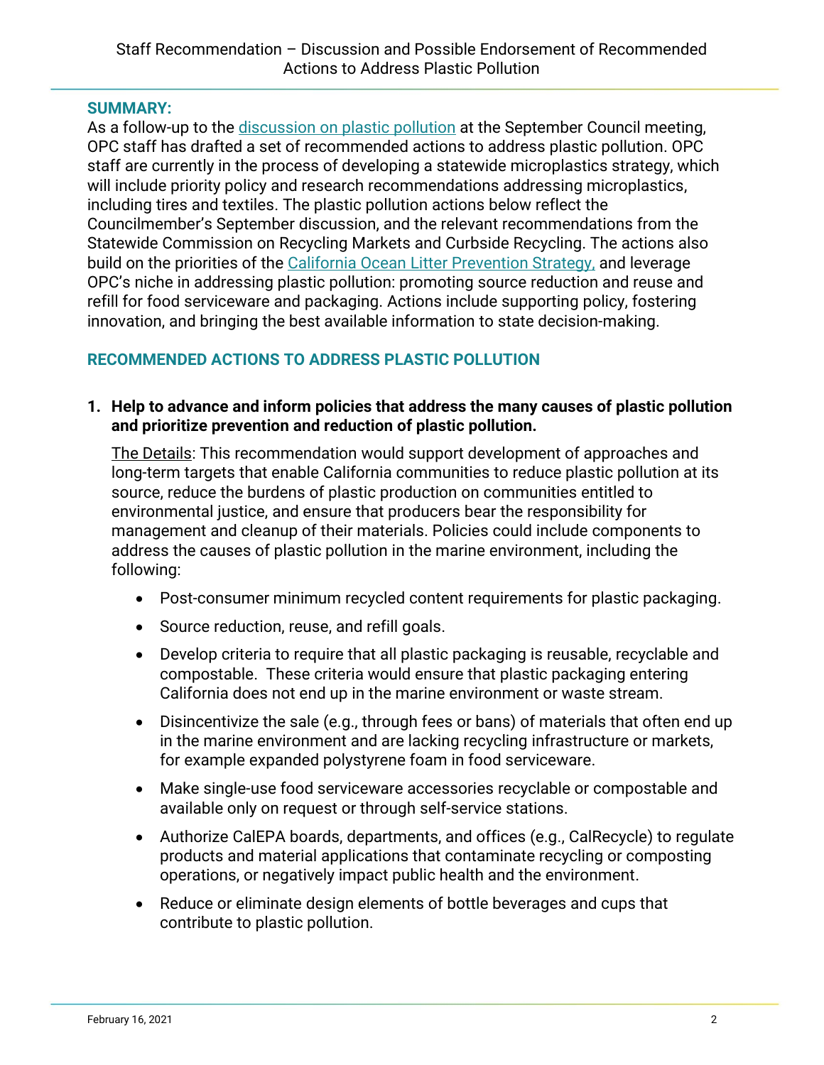## SUMMARY:

As a follow-up to the discussion on plastic pollution at the September Council meeting, OPC staff has drafted a set of recommended actions to address plastic pollution. OPC staff are currently in the process of developing a statewide microplastics strategy, which will include priority policy and research recommendations addressing microplastics, including tires and textiles. The plastic pollution actions below reflect the Councilmember's September discussion, and the relevant recommendations from the Statewide Commission on Recycling Markets and Curbside Recycling. The actions also build on the priorities of the California Ocean Litter Prevention Strategy, and leverage OPC's niche in addressing plastic pollution: promoting source reduction and reuse and refill for food serviceware and packaging. Actions include supporting policy, fostering innovation, and bringing the best available information to state decision-making.

## RECOMMENDED ACTIONS TO ADDRESS PLASTIC POLLUTION

1. **Help to advance and inform policies that address the many causes of plastic pollution and prioritize prevention and reduction of plastic pollution.**

   The Details: This recommendation would support development of approaches and long-term targets that enable California communities to reduce plastic pollution at its source, reduce the burdens of plastic production on communities entitled to environmental justice, and ensure that producers bear the responsibility for management and cleanup of their materials. Policies could include components to address the causes of plastic pollution in the marine environment, including the following:

   - Post-consumer minimum recycled content requirements for plastic packaging.
   - Source reduction, reuse, and refill goals.
   - Develop criteria to require that all plastic packaging is reusable, recyclable and compostable. These criteria would ensure that plastic packaging entering California does not end up in the marine environment or waste stream.
   - Disincentivize the sale (e.g., through fees or bans) of materials that often end up in the marine environment and are lacking recycling infrastructure or markets, for example expanded polystyrene foam in food serviceware.
   - Make single-use food serviceware accessories recyclable or compostable and available only on request or through self-service stations.
   - Authorize CalEPA boards, departments, and offices (e.g., CalRecycle) to regulate products and material applications that contaminate recycling or composting operations, or negatively impact public health and the environment.
   - Reduce or eliminate design elements of bottle beverages and cups that contribute to plastic pollution.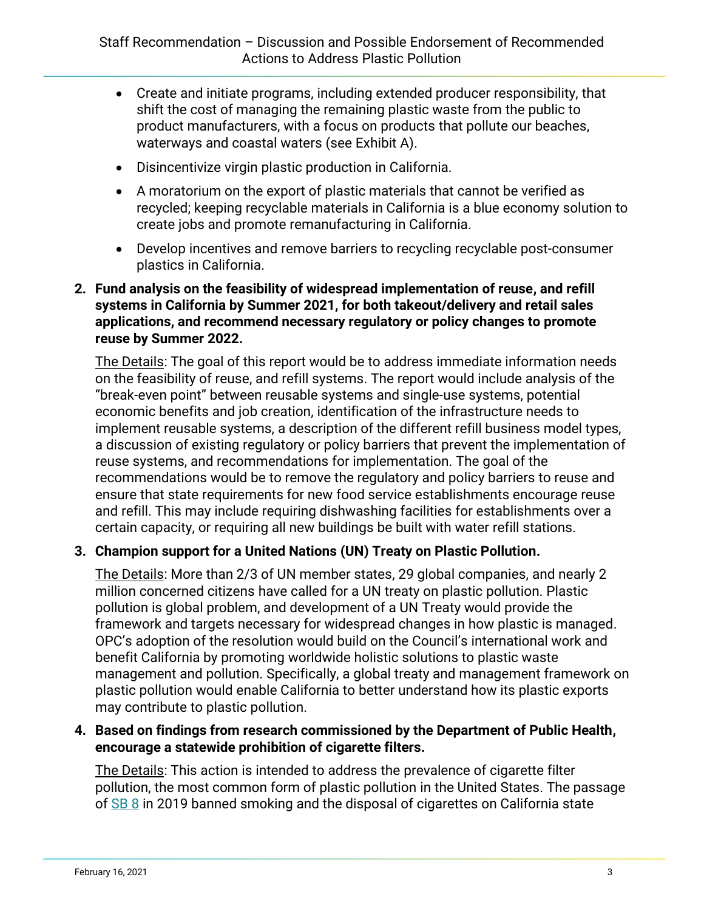- Create and initiate programs, including extended producer responsibility, that shift the cost of managing the remaining plastic waste from the public to product manufacturers, with a focus on products that pollute our beaches, waterways and coastal waters (see Exhibit A).
- Disincentivize virgin plastic production in California.
- A moratorium on the export of plastic materials that cannot be verified as recycled; keeping recyclable materials in California is a blue economy solution to create jobs and promote remanufacturing in California.
- Develop incentives and remove barriers to recycling recyclable post-consumer plastics in California.

2. **Fund analysis on the feasibility of widespread implementation of reuse, and refill systems in California by Summer 2021, for both takeout/delivery and retail sales applications, and recommend necessary regulatory or policy changes to promote reuse by Summer 2022.**

   The Details: The goal of this report would be to address immediate information needs on the feasibility of reuse, and refill systems. The report would include analysis of the "break-even point" between reusable systems and single-use systems, potential economic benefits and job creation, identification of the infrastructure needs to implement reusable systems, a description of the different refill business model types, a discussion of existing regulatory or policy barriers that prevent the implementation of reuse systems, and recommendations for implementation. The goal of the recommendations would be to remove the regulatory and policy barriers to reuse and ensure that state requirements for new food service establishments encourage reuse and refill. This may include requiring dishwashing facilities for establishments over a certain capacity, or requiring all new buildings be built with water refill stations.

3. **Champion support for a United Nations (UN) Treaty on Plastic Pollution.**

   The Details: More than 2/3 of UN member states, 29 global companies, and nearly 2 million concerned citizens have called for a UN treaty on plastic pollution. Plastic pollution is global problem, and development of a UN Treaty would provide the framework and targets necessary for widespread changes in how plastic is managed. OPC's adoption of the resolution would build on the Council's international work and benefit California by promoting worldwide holistic solutions to plastic waste management and pollution. Specifically, a global treaty and management framework on plastic pollution would enable California to better understand how its plastic exports may contribute to plastic pollution.

4. **Based on findings from research commissioned by the Department of Public Health, encourage a statewide prohibition of cigarette filters.**

   The Details: This action is intended to address the prevalence of cigarette filter pollution, the most common form of plastic pollution in the United States. The passage of SB 8 in 2019 banned smoking and the disposal of cigarettes on California state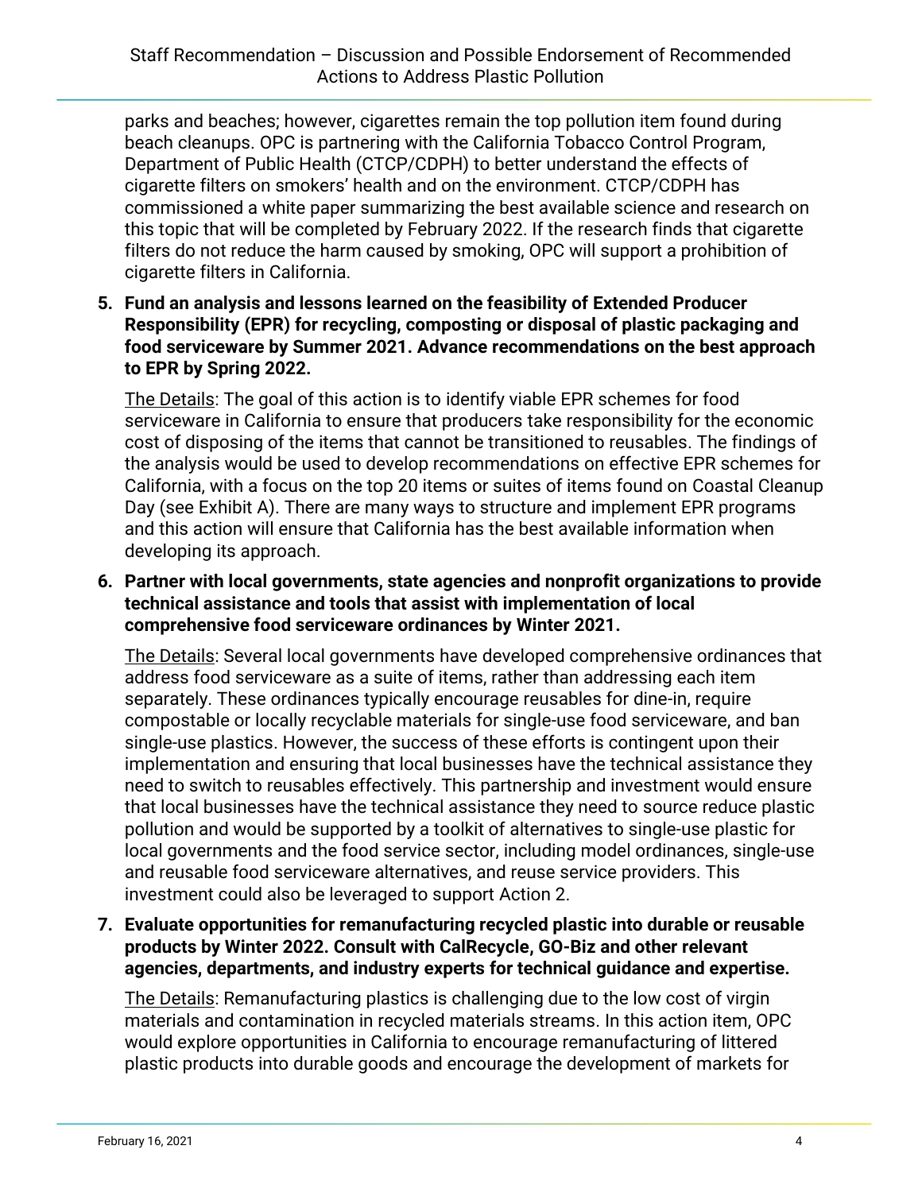parks and beaches; however, cigarettes remain the top pollution item found during beach cleanups. OPC is partnering with the California Tobacco Control Program, Department of Public Health (CTCP/CDPH) to better understand the effects of cigarette filters on smokers' health and on the environment. CTCP/CDPH has commissioned a white paper summarizing the best available science and research on this topic that will be completed by February 2022. If the research finds that cigarette filters do not reduce the harm caused by smoking, OPC will support a prohibition of cigarette filters in California.

5. **Fund an analysis and lessons learned on the feasibility of Extended Producer Responsibility (EPR) for recycling, composting or disposal of plastic packaging and food serviceware by Summer 2021. Advance recommendations on the best approach to EPR by Spring 2022.**

   The Details: The goal of this action is to identify viable EPR schemes for food serviceware in California to ensure that producers take responsibility for the economic cost of disposing of the items that cannot be transitioned to reusables. The findings of the analysis would be used to develop recommendations on effective EPR schemes for California, with a focus on the top 20 items or suites of items found on Coastal Cleanup Day (see Exhibit A). There are many ways to structure and implement EPR programs and this action will ensure that California has the best available information when developing its approach.

6. **Partner with local governments, state agencies and nonprofit organizations to provide technical assistance and tools that assist with implementation of local comprehensive food serviceware ordinances by Winter 2021.**

   The Details: Several local governments have developed comprehensive ordinances that address food serviceware as a suite of items, rather than addressing each item separately. These ordinances typically encourage reusables for dine-in, require compostable or locally recyclable materials for single-use food serviceware, and ban single-use plastics. However, the success of these efforts is contingent upon their implementation and ensuring that local businesses have the technical assistance they need to switch to reusables effectively. This partnership and investment would ensure that local businesses have the technical assistance they need to source reduce plastic pollution and would be supported by a toolkit of alternatives to single-use plastic for local governments and the food service sector, including model ordinances, single-use and reusable food serviceware alternatives, and reuse service providers. This investment could also be leveraged to support Action 2.

7. **Evaluate opportunities for remanufacturing recycled plastic into durable or reusable products by Winter 2022. Consult with CalRecycle, GO-Biz and other relevant agencies, departments, and industry experts for technical guidance and expertise.**

   The Details: Remanufacturing plastics is challenging due to the low cost of virgin materials and contamination in recycled materials streams. In this action item, OPC would explore opportunities in California to encourage remanufacturing of littered plastic products into durable goods and encourage the development of markets for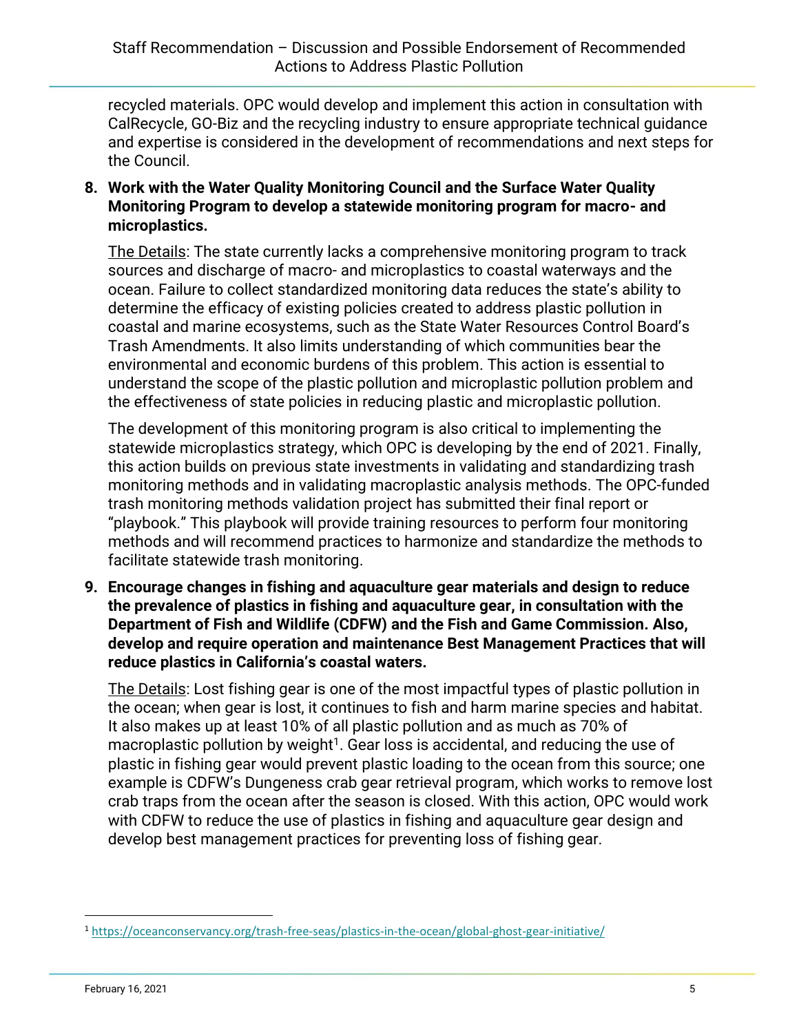recycled materials. OPC would develop and implement this action in consultation with CalRecycle, GO-Biz and the recycling industry to ensure appropriate technical guidance and expertise is considered in the development of recommendations and next steps for the Council.

8. **Work with the Water Quality Monitoring Council and the Surface Water Quality Monitoring Program to develop a statewide monitoring program for macro- and microplastics.**

   The Details: The state currently lacks a comprehensive monitoring program to track sources and discharge of macro- and microplastics to coastal waterways and the ocean. Failure to collect standardized monitoring data reduces the state's ability to determine the efficacy of existing policies created to address plastic pollution in coastal and marine ecosystems, such as the State Water Resources Control Board's Trash Amendments. It also limits understanding of which communities bear the environmental and economic burdens of this problem. This action is essential to understand the scope of the plastic pollution and microplastic pollution problem and the effectiveness of state policies in reducing plastic and microplastic pollution.

   The development of this monitoring program is also critical to implementing the statewide microplastics strategy, which OPC is developing by the end of 2021. Finally, this action builds on previous state investments in validating and standardizing trash monitoring methods and in validating macroplastic analysis methods. The OPC-funded trash monitoring methods validation project has submitted their final report or "playbook." This playbook will provide training resources to perform four monitoring methods and will recommend practices to harmonize and standardize the methods to facilitate statewide trash monitoring.

9. **Encourage changes in fishing and aquaculture gear materials and design to reduce the prevalence of plastics in fishing and aquaculture gear, in consultation with the Department of Fish and Wildlife (CDFW) and the Fish and Game Commission. Also, develop and require operation and maintenance Best Management Practices that will reduce plastics in California's coastal waters.**

   The Details: Lost fishing gear is one of the most impactful types of plastic pollution in the ocean; when gear is lost, it continues to fish and harm marine species and habitat. It also makes up at least 10% of all plastic pollution and as much as 70% of macroplastic pollution by weight[1]. Gear loss is accidental, and reducing the use of plastic in fishing gear would prevent plastic loading to the ocean from this source; one example is CDFW's Dungeness crab gear retrieval program, which works to remove lost crab traps from the ocean after the season is closed. With this action, OPC would work with CDFW to reduce the use of plastics in fishing and aquaculture gear design and develop best management practices for preventing loss of fishing gear.

---

[1] https://oceanconservancy.org/trash-free-seas/plastics-in-the-ocean/global-ghost-gear-initiative/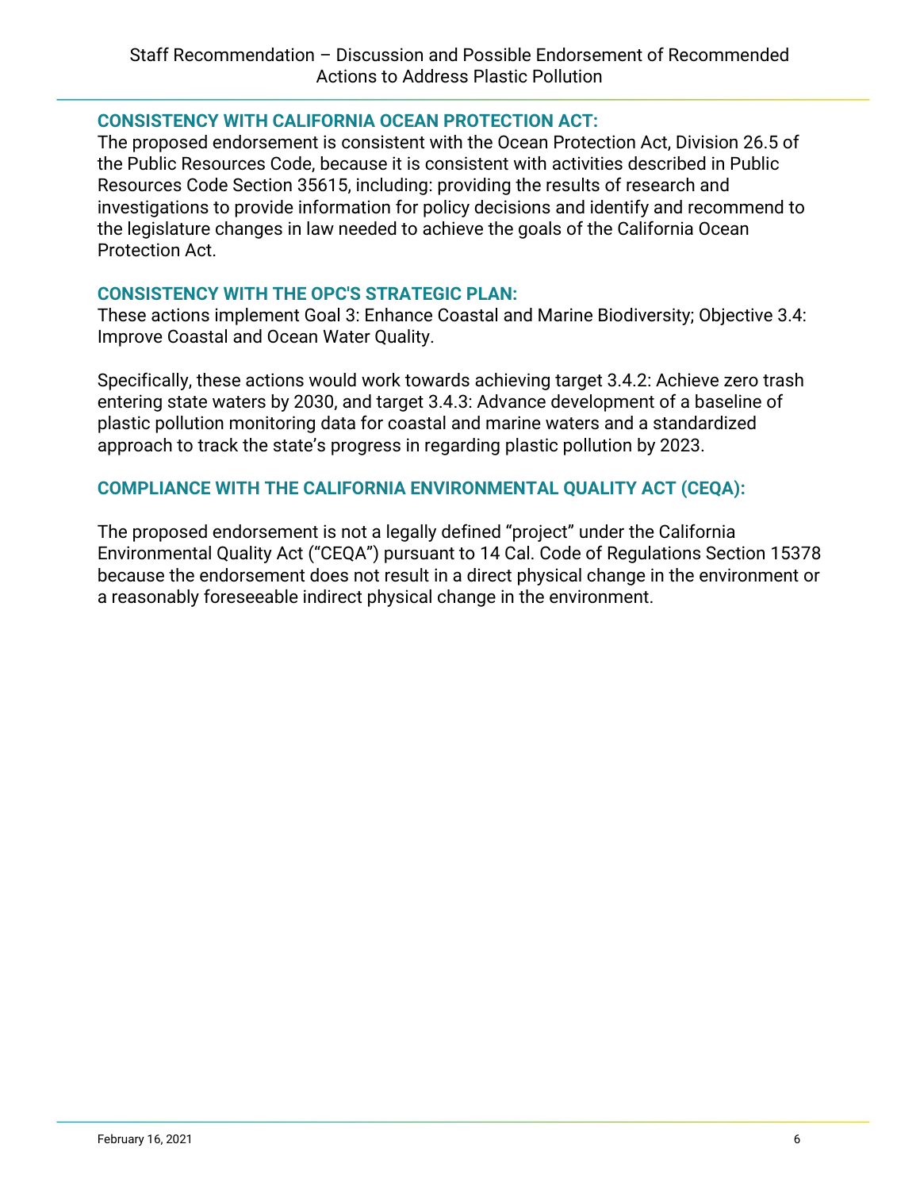## CONSISTENCY WITH CALIFORNIA OCEAN PROTECTION ACT:

The proposed endorsement is consistent with the Ocean Protection Act, Division 26.5 of the Public Resources Code, because it is consistent with activities described in Public Resources Code Section 35615, including: providing the results of research and investigations to provide information for policy decisions and identify and recommend to the legislature changes in law needed to achieve the goals of the California Ocean Protection Act.

## CONSISTENCY WITH THE OPC'S STRATEGIC PLAN:

These actions implement Goal 3: Enhance Coastal and Marine Biodiversity; Objective 3.4: Improve Coastal and Ocean Water Quality.

Specifically, these actions would work towards achieving target 3.4.2: Achieve zero trash entering state waters by 2030, and target 3.4.3: Advance development of a baseline of plastic pollution monitoring data for coastal and marine waters and a standardized approach to track the state's progress in regarding plastic pollution by 2023.

## COMPLIANCE WITH THE CALIFORNIA ENVIRONMENTAL QUALITY ACT (CEQA):

The proposed endorsement is not a legally defined "project" under the California Environmental Quality Act ("CEQA") pursuant to 14 Cal. Code of Regulations Section 15378 because the endorsement does not result in a direct physical change in the environment or a reasonably foreseeable indirect physical change in the environment.